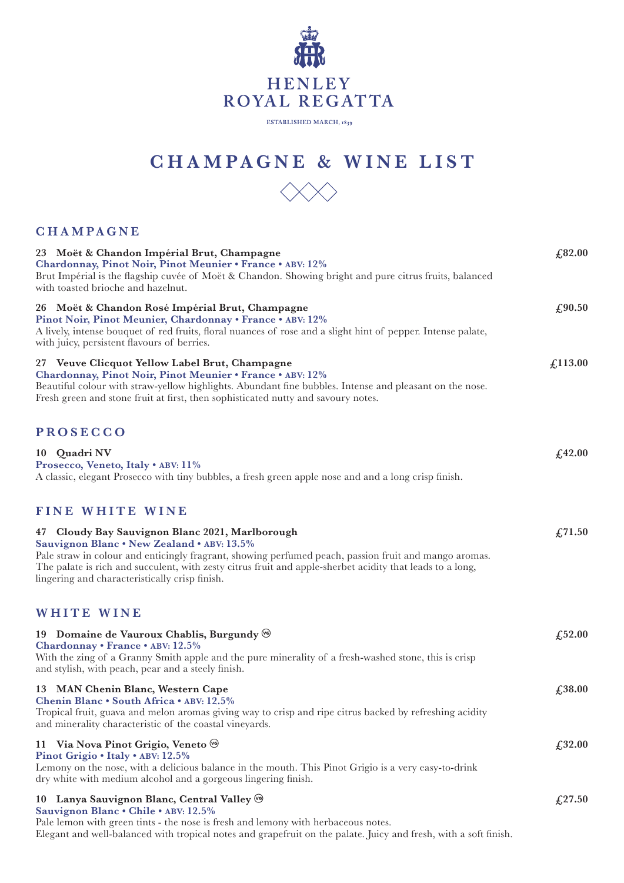# HENLEY ROYAL REGATTA

ESTABLISHED MARCH, 1839

# CHAMPAGNE & WINE LIST

## CHAMPAGNE

**23 Moët & Chandon Impérial Brut, Champagne** — **£82.00**
**Chardonnay, Pinot Noir, Pinot Meunier • France • ABV: 12%**
Brut Impérial is the flagship cuvée of Moët & Chandon. Showing bright and pure citrus fruits, balanced with toasted brioche and hazelnut.

**26 Moët & Chandon Rosé Impérial Brut, Champagne** — **£90.50**
**Pinot Noir, Pinot Meunier, Chardonnay • France • ABV: 12%**
A lively, intense bouquet of red fruits, floral nuances of rose and a slight hint of pepper. Intense palate, with juicy, persistent flavours of berries.

**27 Veuve Clicquot Yellow Label Brut, Champagne** — **£113.00**
**Chardonnay, Pinot Noir, Pinot Meunier • France • ABV: 12%**
Beautiful colour with straw-yellow highlights. Abundant fine bubbles. Intense and pleasant on the nose. Fresh green and stone fruit at first, then sophisticated nutty and savoury notes.

## PROSECCO

**10 Quadri NV** — **£42.00**
**Prosecco, Veneto, Italy • ABV: 11%**
A classic, elegant Prosecco with tiny bubbles, a fresh green apple nose and and a long crisp finish.

## FINE WHITE WINE

**47 Cloudy Bay Sauvignon Blanc 2021, Marlborough** — **£71.50**
**Sauvignon Blanc • New Zealand • ABV: 13.5%**
Pale straw in colour and enticingly fragrant, showing perfumed peach, passion fruit and mango aromas. The palate is rich and succulent, with zesty citrus fruit and apple-sherbet acidity that leads to a long, lingering and characteristically crisp finish.

## WHITE WINE

**19 Domaine de Vauroux Chablis, Burgundy (VG)** — **£52.00**
**Chardonnay • France • ABV: 12.5%**
With the zing of a Granny Smith apple and the pure minerality of a fresh-washed stone, this is crisp and stylish, with peach, pear and a steely finish.

**13 MAN Chenin Blanc, Western Cape** — **£38.00**
**Chenin Blanc • South Africa • ABV: 12.5%**
Tropical fruit, guava and melon aromas giving way to crisp and ripe citrus backed by refreshing acidity and minerality characteristic of the coastal vineyards.

**11 Via Nova Pinot Grigio, Veneto (VG)** — **£32.00**
**Pinot Grigio • Italy • ABV: 12.5%**
Lemony on the nose, with a delicious balance in the mouth. This Pinot Grigio is a very easy-to-drink dry white with medium alcohol and a gorgeous lingering finish.

**10 Lanya Sauvignon Blanc, Central Valley (VG)** — **£27.50**
**Sauvignon Blanc • Chile • ABV: 12.5%**
Pale lemon with green tints - the nose is fresh and lemony with herbaceous notes.
Elegant and well-balanced with tropical notes and grapefruit on the palate. Juicy and fresh, with a soft finish.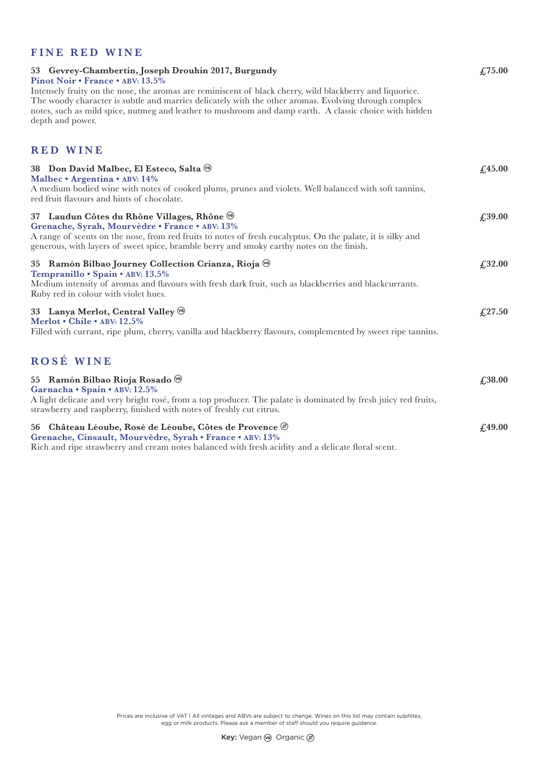## FINE RED WINE

**53 Gevrey-Chambertin, Joseph Drouhin 2017, Burgundy** — **£75.00**
**Pinot Noir • France • ABV: 13.5%**
Intensely fruity on the nose, the aromas are reminiscent of black cherry, wild blackberry and liquorice. The woody character is subtle and marries delicately with the other aromas. Evolving through complex notes, such as mild spice, nutmeg and leather to mushroom and damp earth. A classic choice with hidden depth and power.

## RED WINE

**38 Don David Malbec, El Esteco, Salta** (VG) — **£45.00**
**Malbec • Argentina • ABV: 14%**
A medium bodied wine with notes of cooked plums, prunes and violets. Well balanced with soft tannins, red fruit flavours and hints of chocolate.

**37 Laudun Côtes du Rhône Villages, Rhône** (VG) — **£39.00**
**Grenache, Syrah, Mourvèdre • France • ABV: 13%**
A range of scents on the nose, from red fruits to notes of fresh eucalyptus. On the palate, it is silky and generous, with layers of sweet spice, bramble berry and smoky earthy notes on the finish.

**35 Ramón Bilbao Journey Collection Crianza, Rioja** (VG) — **£32.00**
**Tempranillo • Spain • ABV: 13.5%**
Medium intensity of aromas and flavours with fresh dark fruit, such as blackberries and blackcurrants. Ruby red in colour with violet hues.

**33 Lanya Merlot, Central Valley** (VG) — **£27.50**
**Merlot • Chile • ABV: 12.5%**
Filled with currant, ripe plum, cherry, vanilla and blackberry flavours, complemented by sweet ripe tannins.

## ROSÉ WINE

**55 Ramón Bilbao Rioja Rosado** (VG) — **£38.00**
**Garnacha • Spain • ABV: 12.5%**
A light delicate and very bright rosé, from a top producer. The palate is dominated by fresh juicy red fruits, strawberry and raspberry, finished with notes of freshly cut citrus.

**56 Château Léoube, Rosé de Léoube, Côtes de Provence** (Organic) — **£49.00**
**Grenache, Cinsault, Mourvèdre, Syrah • France • ABV: 13%**
Rich and ripe strawberry and cream notes balanced with fresh acidity and a delicate floral scent.

Prices are inclusive of VAT | All vintages and ABVs are subject to change. Wines on this list may contain sulphites, egg or milk products. Please ask a member of staff should you require guidance.

**Key:** Vegan (VG) Organic